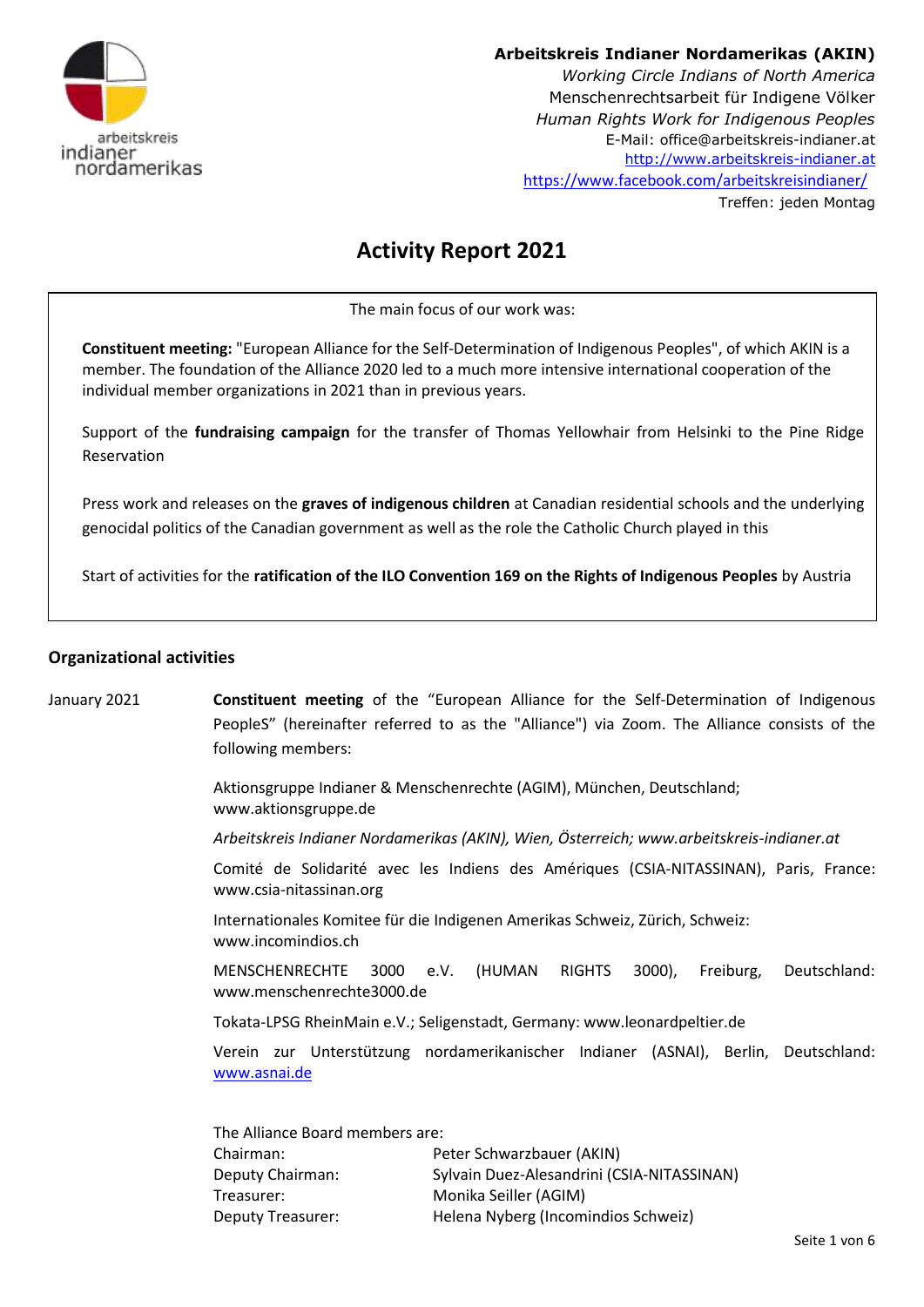**Arbeitskreis Indianer Nordamerikas (AKIN)**
*Working Circle Indians of North America*
Menschenrechtsarbeit für Indigene Völker
*Human Rights Work for Indigenous Peoples*
E-Mail: office@arbeitskreis-indianer.at
http://www.arbeitskreis-indianer.at
https://www.facebook.com/arbeitskreisindianer/
Treffen: jeden Montag

# Activity Report 2021

The main focus of our work was:

**Constituent meeting:** "European Alliance for the Self-Determination of Indigenous Peoples", of which AKIN is a member. The foundation of the Alliance 2020 led to a much more intensive international cooperation of the individual member organizations in 2021 than in previous years.

Support of the **fundraising campaign** for the transfer of Thomas Yellowhair from Helsinki to the Pine Ridge Reservation

Press work and releases on the **graves of indigenous children** at Canadian residential schools and the underlying genocidal politics of the Canadian government as well as the role the Catholic Church played in this

Start of activities for the **ratification of the ILO Convention 169 on the Rights of Indigenous Peoples** by Austria

## Organizational activities

January 2021 — **Constituent meeting** of the "European Alliance for the Self-Determination of Indigenous PeopleS" (hereinafter referred to as the "Alliance") via Zoom. The Alliance consists of the following members:

Aktionsgruppe Indianer & Menschenrechte (AGIM), München, Deutschland; www.aktionsgruppe.de

*Arbeitskreis Indianer Nordamerikas (AKIN), Wien, Österreich; www.arbeitskreis-indianer.at*

Comité de Solidarité avec les Indiens des Amériques (CSIA-NITASSINAN), Paris, France: www.csia-nitassinan.org

Internationales Komitee für die Indigenen Amerikas Schweiz, Zürich, Schweiz: www.incomindios.ch

MENSCHENRECHTE 3000 e.V. (HUMAN RIGHTS 3000), Freiburg, Deutschland: www.menschenrechte3000.de

Tokata-LPSG RheinMain e.V.; Seligenstadt, Germany: www.leonardpeltier.de

Verein zur Unterstützung nordamerikanischer Indianer (ASNAI), Berlin, Deutschland: www.asnai.de

The Alliance Board members are:

| | |
|---|---|
| Chairman: | Peter Schwarzbauer (AKIN) |
| Deputy Chairman: | Sylvain Duez-Alesandrini (CSIA-NITASSINAN) |
| Treasurer: | Monika Seiller (AGIM) |
| Deputy Treasurer: | Helena Nyberg (Incomindios Schweiz) |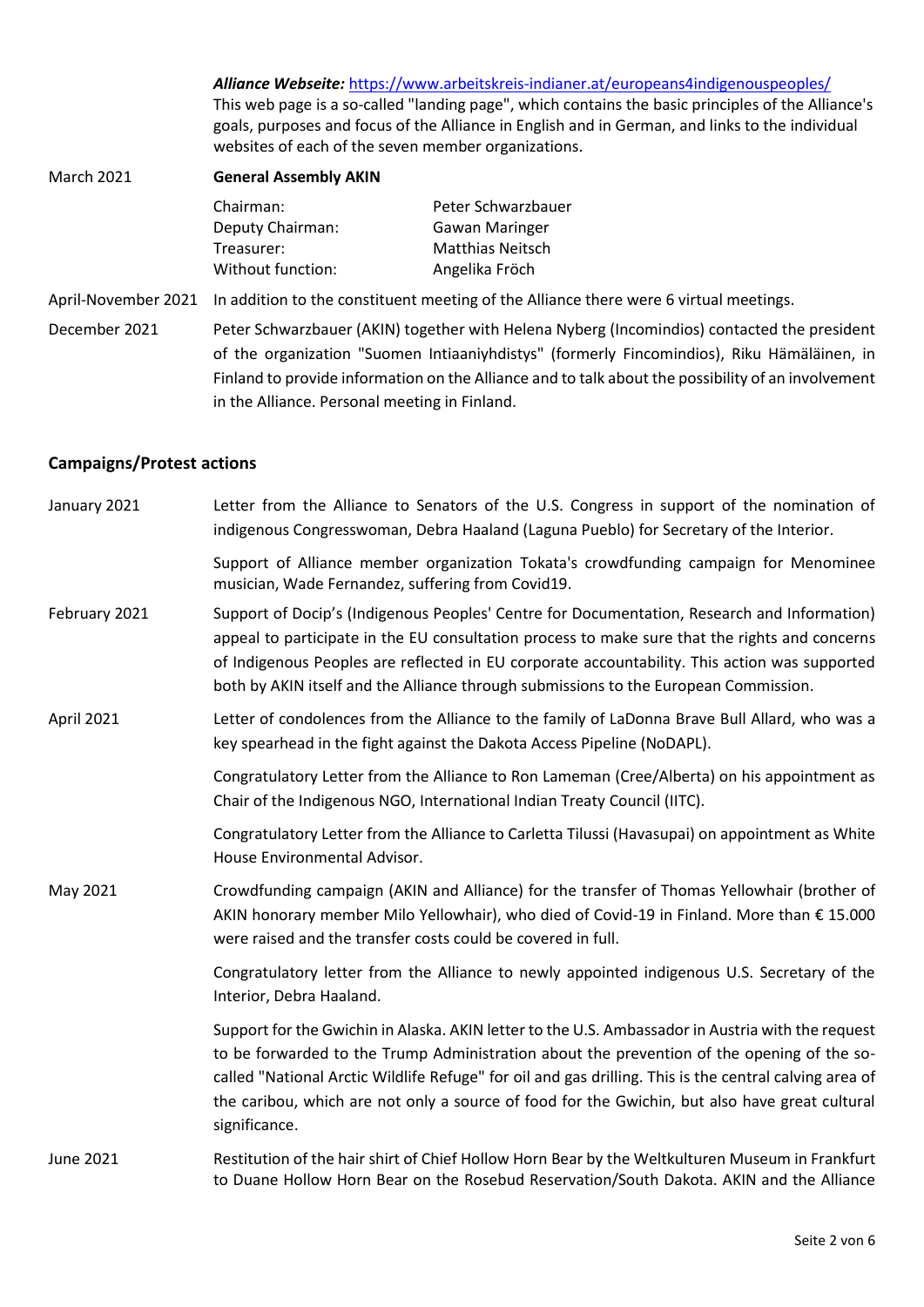***Alliance Webseite:*** https://www.arbeitskreis-indianer.at/europeans4indigenouspeoples/
This web page is a so-called "landing page", which contains the basic principles of the Alliance's goals, purposes and focus of the Alliance in English and in German, and links to the individual websites of each of the seven member organizations.

March 2021 — **General Assembly AKIN**

| | |
|---|---|
| Chairman: | Peter Schwarzbauer |
| Deputy Chairman: | Gawan Maringer |
| Treasurer: | Matthias Neitsch |
| Without function: | Angelika Fröch |

April-November 2021 — In addition to the constituent meeting of the Alliance there were 6 virtual meetings.

December 2021 — Peter Schwarzbauer (AKIN) together with Helena Nyberg (Incomindios) contacted the president of the organization "Suomen Intiaaniyhdistys" (formerly Fincomindios), Riku Hämäläinen, in Finland to provide information on the Alliance and to talk about the possibility of an involvement in the Alliance. Personal meeting in Finland.

### Campaigns/Protest actions

January 2021 — Letter from the Alliance to Senators of the U.S. Congress in support of the nomination of indigenous Congresswoman, Debra Haaland (Laguna Pueblo) for Secretary of the Interior.

Support of Alliance member organization Tokata's crowdfunding campaign for Menominee musician, Wade Fernandez, suffering from Covid19.

February 2021 — Support of Docip's (Indigenous Peoples' Centre for Documentation, Research and Information) appeal to participate in the EU consultation process to make sure that the rights and concerns of Indigenous Peoples are reflected in EU corporate accountability. This action was supported both by AKIN itself and the Alliance through submissions to the European Commission.

April 2021 — Letter of condolences from the Alliance to the family of LaDonna Brave Bull Allard, who was a key spearhead in the fight against the Dakota Access Pipeline (NoDAPL).

Congratulatory Letter from the Alliance to Ron Lameman (Cree/Alberta) on his appointment as Chair of the Indigenous NGO, International Indian Treaty Council (IITC).

Congratulatory Letter from the Alliance to Carletta Tilussi (Havasupai) on appointment as White House Environmental Advisor.

May 2021 — Crowdfunding campaign (AKIN and Alliance) for the transfer of Thomas Yellowhair (brother of AKIN honorary member Milo Yellowhair), who died of Covid-19 in Finland. More than € 15.000 were raised and the transfer costs could be covered in full.

Congratulatory letter from the Alliance to newly appointed indigenous U.S. Secretary of the Interior, Debra Haaland.

Support for the Gwichin in Alaska. AKIN letter to the U.S. Ambassador in Austria with the request to be forwarded to the Trump Administration about the prevention of the opening of the so-called "National Arctic Wildlife Refuge" for oil and gas drilling. This is the central calving area of the caribou, which are not only a source of food for the Gwichin, but also have great cultural significance.

June 2021 — Restitution of the hair shirt of Chief Hollow Horn Bear by the Weltkulturen Museum in Frankfurt to Duane Hollow Horn Bear on the Rosebud Reservation/South Dakota. AKIN and the Alliance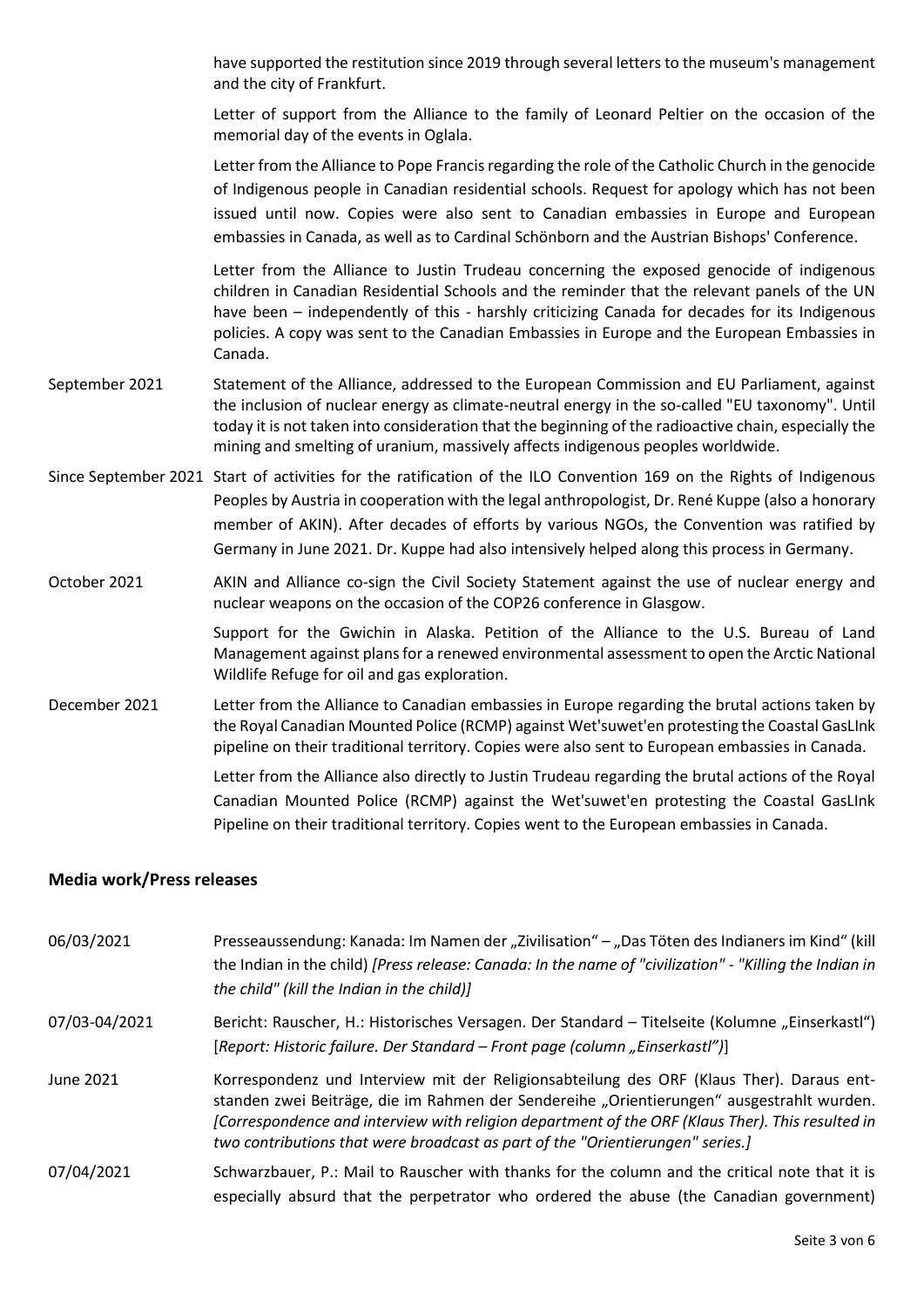| | |
|---|---|
| | have supported the restitution since 2019 through several letters to the museum's management and the city of Frankfurt. |
| | Letter of support from the Alliance to the family of Leonard Peltier on the occasion of the memorial day of the events in Oglala. |
| | Letter from the Alliance to Pope Francis regarding the role of the Catholic Church in the genocide of Indigenous people in Canadian residential schools. Request for apology which has not been issued until now. Copies were also sent to Canadian embassies in Europe and European embassies in Canada, as well as to Cardinal Schönborn and the Austrian Bishops' Conference. |
| | Letter from the Alliance to Justin Trudeau concerning the exposed genocide of indigenous children in Canadian Residential Schools and the reminder that the relevant panels of the UN have been – independently of this - harshly criticizing Canada for decades for its Indigenous policies. A copy was sent to the Canadian Embassies in Europe and the European Embassies in Canada. |
| September 2021 | Statement of the Alliance, addressed to the European Commission and EU Parliament, against the inclusion of nuclear energy as climate-neutral energy in the so-called "EU taxonomy". Until today it is not taken into consideration that the beginning of the radioactive chain, especially the mining and smelting of uranium, massively affects indigenous peoples worldwide. |
| Since September 2021 | Start of activities for the ratification of the ILO Convention 169 on the Rights of Indigenous Peoples by Austria in cooperation with the legal anthropologist, Dr. René Kuppe (also a honorary member of AKIN). After decades of efforts by various NGOs, the Convention was ratified by Germany in June 2021. Dr. Kuppe had also intensively helped along this process in Germany. |
| October 2021 | AKIN and Alliance co-sign the Civil Society Statement against the use of nuclear energy and nuclear weapons on the occasion of the COP26 conference in Glasgow. |
| | Support for the Gwichin in Alaska. Petition of the Alliance to the U.S. Bureau of Land Management against plans for a renewed environmental assessment to open the Arctic National Wildlife Refuge for oil and gas exploration. |
| December 2021 | Letter from the Alliance to Canadian embassies in Europe regarding the brutal actions taken by the Royal Canadian Mounted Police (RCMP) against Wet'suwet'en protesting the Coastal GasLInk pipeline on their traditional territory. Copies were also sent to European embassies in Canada. |
| | Letter from the Alliance also directly to Justin Trudeau regarding the brutal actions of the Royal Canadian Mounted Police (RCMP) against the Wet'suwet'en protesting the Coastal GasLInk Pipeline on their traditional territory. Copies went to the European embassies in Canada. |

### Media work/Press releases

| | |
|---|---|
| 06/03/2021 | Presseaussendung: Kanada: Im Namen der „Zivilisation" – „Das Töten des Indianers im Kind" (kill the Indian in the child) *[Press release: Canada: In the name of "civilization" - "Killing the Indian in the child" (kill the Indian in the child)]* |
| 07/03-04/2021 | Bericht: Rauscher, H.: Historisches Versagen. Der Standard – Titelseite (Kolumne „Einserkastl") [*Report: Historic failure. Der Standard – Front page (column „Einserkastl")*] |
| June 2021 | Korrespondenz und Interview mit der Religionsabteilung des ORF (Klaus Ther). Daraus entstanden zwei Beiträge, die im Rahmen der Sendereihe „Orientierungen" ausgestrahlt wurden. *[Correspondence and interview with religion department of the ORF (Klaus Ther). This resulted in two contributions that were broadcast as part of the "Orientierungen" series.]* |
| 07/04/2021 | Schwarzbauer, P.: Mail to Rauscher with thanks for the column and the critical note that it is especially absurd that the perpetrator who ordered the abuse (the Canadian government) |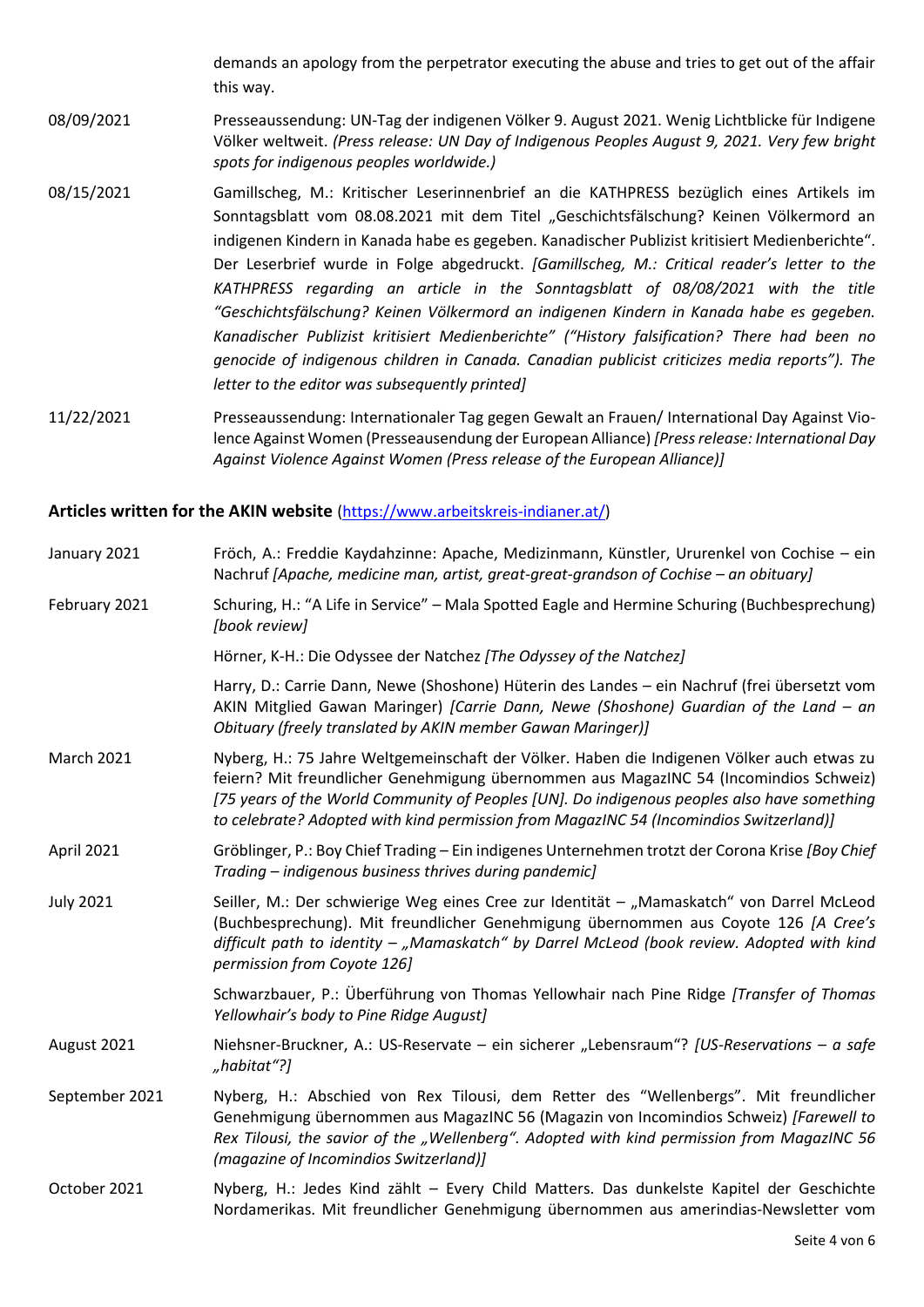demands an apology from the perpetrator executing the abuse and tries to get out of the affair this way.

| | |
|---|---|
| 08/09/2021 | Presseaussendung: UN-Tag der indigenen Völker 9. August 2021. Wenig Lichtblicke für Indigene Völker weltweit. *(Press release: UN Day of Indigenous Peoples August 9, 2021. Very few bright spots for indigenous peoples worldwide.)* |
| 08/15/2021 | Gamillscheg, M.: Kritischer Leserinnenbrief an die KATHPRESS bezüglich eines Artikels im Sonntagsblatt vom 08.08.2021 mit dem Titel „Geschichtsfälschung? Keinen Völkermord an indigenen Kindern in Kanada habe es gegeben. Kanadischer Publizist kritisiert Medienberichte". Der Leserbrief wurde in Folge abgedruckt. *[Gamillscheg, M.: Critical reader's letter to the KATHPRESS regarding an article in the Sonntagsblatt of 08/08/2021 with the title "Geschichtsfälschung? Keinen Völkermord an indigenen Kindern in Kanada habe es gegeben. Kanadischer Publizist kritisiert Medienberichte" ("History falsification? There had been no genocide of indigenous children in Canada. Canadian publicist criticizes media reports"). The letter to the editor was subsequently printed]* |
| 11/22/2021 | Presseaussendung: Internationaler Tag gegen Gewalt an Frauen/ International Day Against Violence Against Women (Presseausendung der European Alliance) *[Press release: International Day Against Violence Against Women (Press release of the European Alliance)]* |

### Articles written for the AKIN website (https://www.arbeitskreis-indianer.at/)

| | |
|---|---|
| January 2021 | Fröch, A.: Freddie Kaydahzinne: Apache, Medizinmann, Künstler, Ururenkel von Cochise – ein Nachruf *[Apache, medicine man, artist, great-great-grandson of Cochise – an obituary]* |
| February 2021 | Schuring, H.: "A Life in Service" – Mala Spotted Eagle and Hermine Schuring (Buchbesprechung) *[book review]* |
| | Hörner, K-H.: Die Odyssee der Natchez *[The Odyssey of the Natchez]* |
| | Harry, D.: Carrie Dann, Newe (Shoshone) Hüterin des Landes – ein Nachruf (frei übersetzt vom AKIN Mitglied Gawan Maringer) *[Carrie Dann, Newe (Shoshone) Guardian of the Land – an Obituary (freely translated by AKIN member Gawan Maringer)]* |
| March 2021 | Nyberg, H.: 75 Jahre Weltgemeinschaft der Völker. Haben die Indigenen Völker auch etwas zu feiern? Mit freundlicher Genehmigung übernommen aus MagazINC 54 (Incomindios Schweiz) *[75 years of the World Community of Peoples [UN]. Do indigenous peoples also have something to celebrate? Adopted with kind permission from MagazINC 54 (Incomindios Switzerland)]* |
| April 2021 | Gröblinger, P.: Boy Chief Trading – Ein indigenes Unternehmen trotzt der Corona Krise *[Boy Chief Trading – indigenous business thrives during pandemic]* |
| July 2021 | Seiller, M.: Der schwierige Weg eines Cree zur Identität – „Mamaskatch" von Darrel McLeod (Buchbesprechung). Mit freundlicher Genehmigung übernommen aus Coyote 126 *[A Cree's difficult path to identity – „Mamaskatch" by Darrel McLeod (book review. Adopted with kind permission from Coyote 126]* |
| | Schwarzbauer, P.: Überführung von Thomas Yellowhair nach Pine Ridge *[Transfer of Thomas Yellowhair's body to Pine Ridge August]* |
| August 2021 | Niehsner-Bruckner, A.: US-Reservate – ein sicherer „Lebensraum"? *[US-Reservations – a safe „habitat"?]* |
| September 2021 | Nyberg, H.: Abschied von Rex Tilousi, dem Retter des "Wellenbergs". Mit freundlicher Genehmigung übernommen aus MagazINC 56 (Magazin von Incomindios Schweiz) *[Farewell to Rex Tilousi, the savior of the „Wellenberg". Adopted with kind permission from MagazINC 56 (magazine of Incomindios Switzerland)]* |
| October 2021 | Nyberg, H.: Jedes Kind zählt – Every Child Matters. Das dunkelste Kapitel der Geschichte Nordamerikas. Mit freundlicher Genehmigung übernommen aus amerindias-Newsletter vom |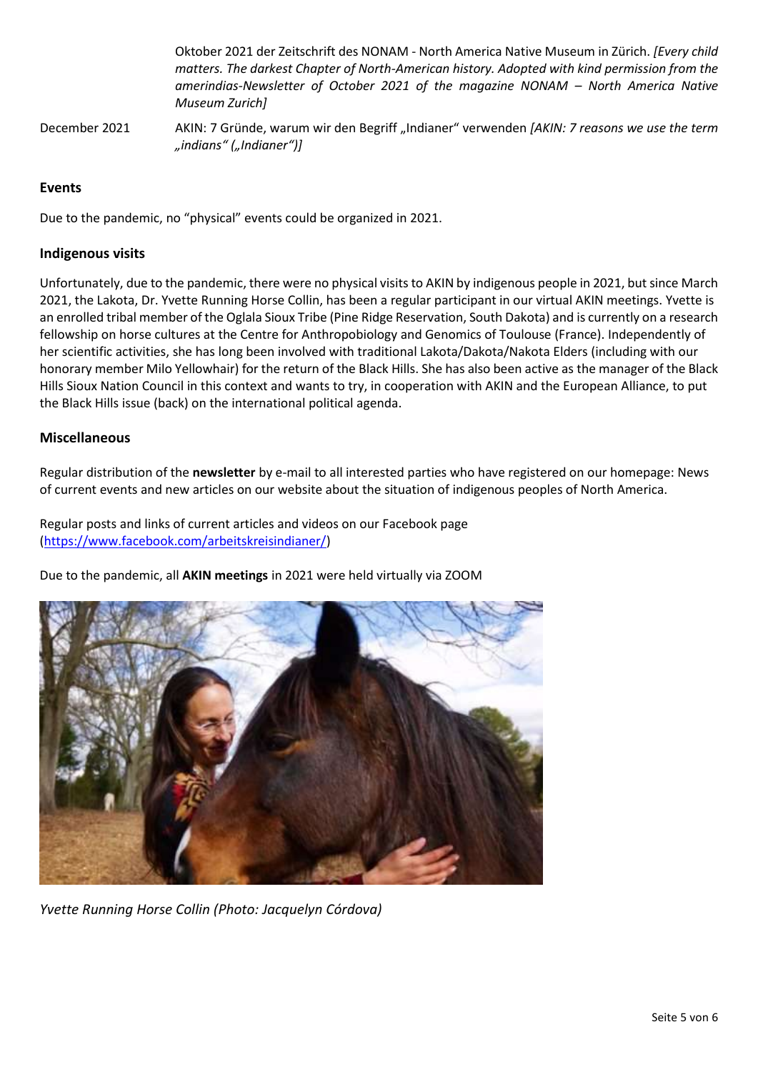| | |
|---|---|
| | Oktober 2021 der Zeitschrift des NONAM - North America Native Museum in Zürich. *[Every child matters. The darkest Chapter of North-American history. Adopted with kind permission from the amerindias-Newsletter of October 2021 of the magazine NONAM – North America Native Museum Zurich]* |
| December 2021 | AKIN: 7 Gründe, warum wir den Begriff „Indianer“ verwenden *[AKIN: 7 reasons we use the term „indians“ („Indianer“)]* |

### Events

Due to the pandemic, no “physical” events could be organized in 2021.

### Indigenous visits

Unfortunately, due to the pandemic, there were no physical visits to AKIN by indigenous people in 2021, but since March 2021, the Lakota, Dr. Yvette Running Horse Collin, has been a regular participant in our virtual AKIN meetings. Yvette is an enrolled tribal member of the Oglala Sioux Tribe (Pine Ridge Reservation, South Dakota) and is currently on a research fellowship on horse cultures at the Centre for Anthropobiology and Genomics of Toulouse (France). Independently of her scientific activities, she has long been involved with traditional Lakota/Dakota/Nakota Elders (including with our honorary member Milo Yellowhair) for the return of the Black Hills. She has also been active as the manager of the Black Hills Sioux Nation Council in this context and wants to try, in cooperation with AKIN and the European Alliance, to put the Black Hills issue (back) on the international political agenda.

### Miscellaneous

Regular distribution of the **newsletter** by e-mail to all interested parties who have registered on our homepage: News of current events and new articles on our website about the situation of indigenous peoples of North America.

Regular posts and links of current articles and videos on our Facebook page (https://www.facebook.com/arbeitskreisindianer/)

Due to the pandemic, all **AKIN meetings** in 2021 were held virtually via ZOOM

*Yvette Running Horse Collin (Photo: Jacquelyn Córdova)*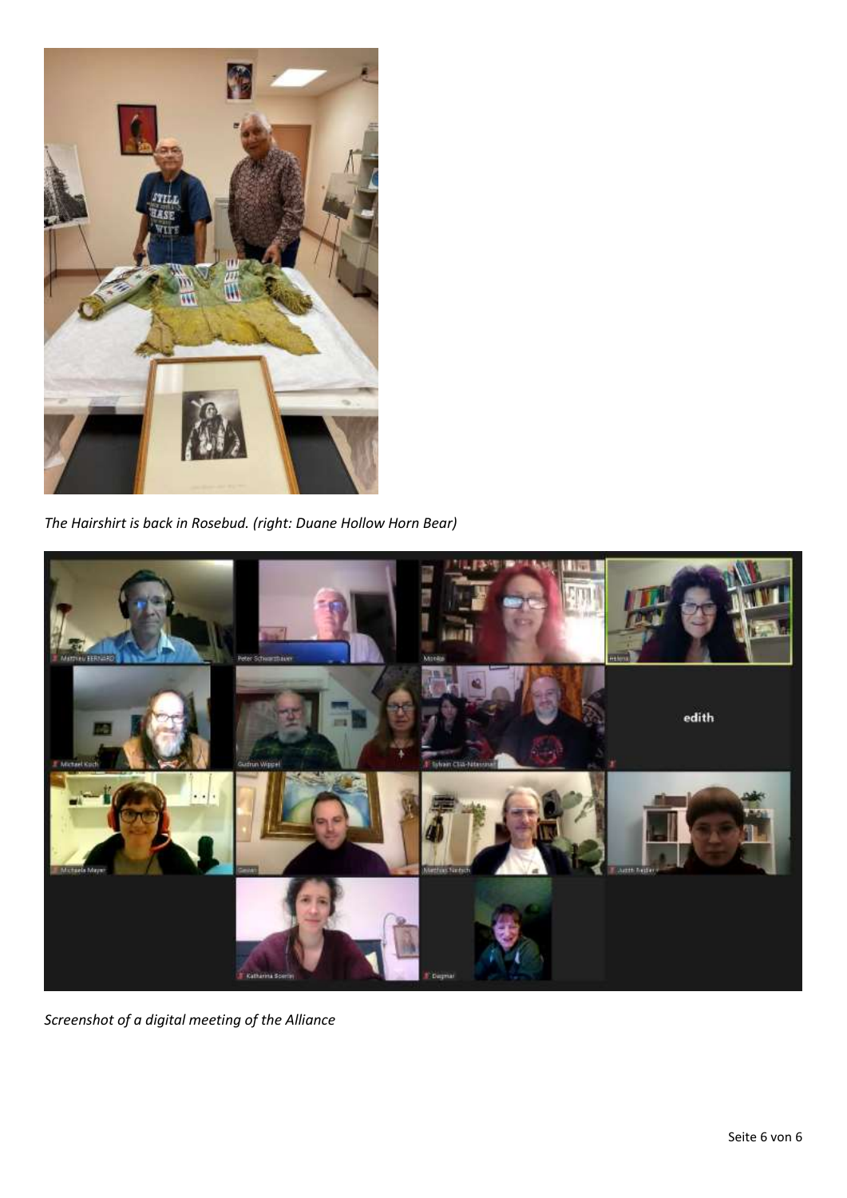*The Hairshirt is back in Rosebud. (right: Duane Hollow Horn Bear)*

*Screenshot of a digital meeting of the Alliance*